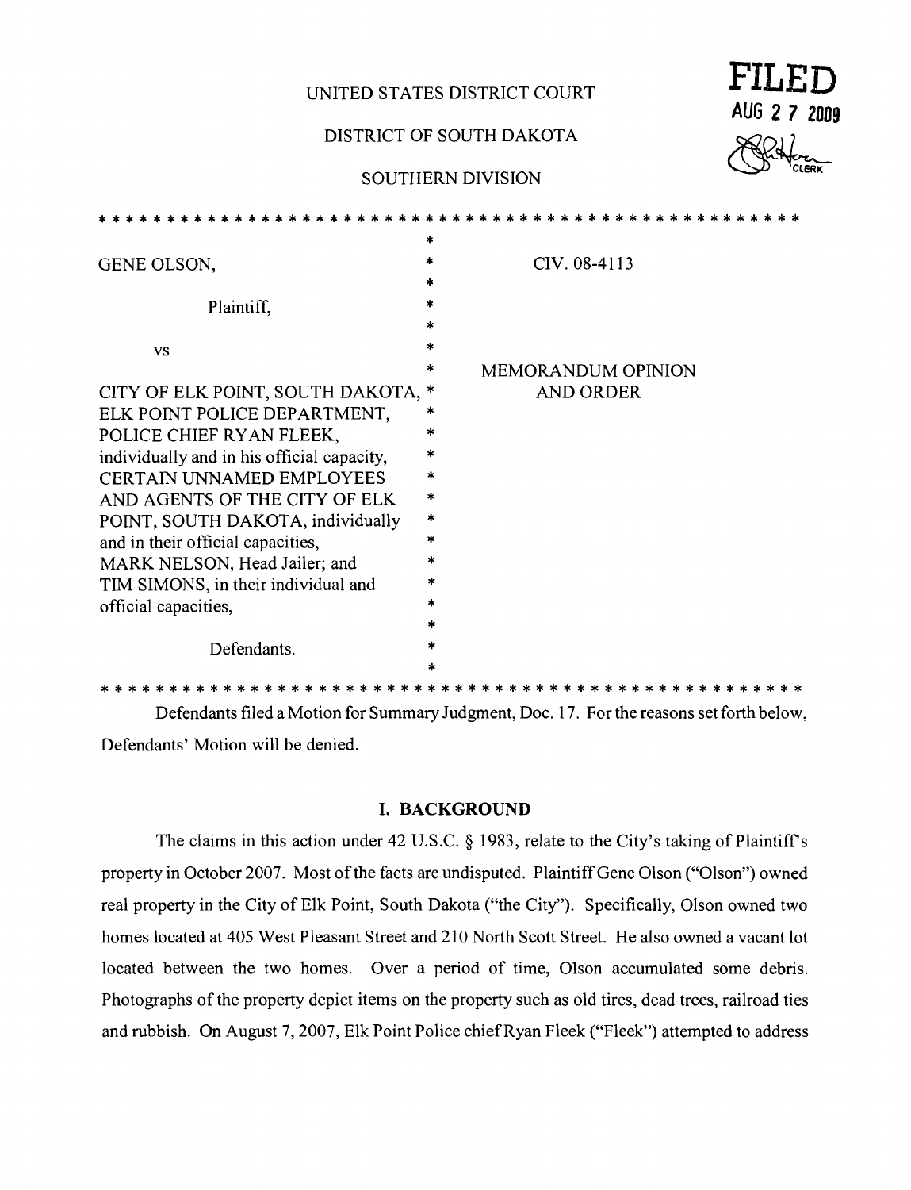UNITED STATES DISTRICT COURT

DISTRICT OF SOUTH DAKOTA

SOUTHERN DIVISION

**FILED**
AUG 2 7 2009
CLERK

\* \* \* \* \* \* \* \* \* \* \* \* \* \* \* \* \* \* \* \* \* \* \* \* \* \* \* \* \* \* \* \* \* \* \* \* \* \* \* \* \* \* \* \* \* \* \* \* \* \* \* \*

| | |
|---|---|
| GENE OLSON,<br><br>Plaintiff,<br><br>vs<br><br>CITY OF ELK POINT, SOUTH DAKOTA, ELK POINT POLICE DEPARTMENT, POLICE CHIEF RYAN FLEEK, individually and in his official capacity, CERTAIN UNNAMED EMPLOYEES AND AGENTS OF THE CITY OF ELK POINT, SOUTH DAKOTA, individually and in their official capacities, MARK NELSON, Head Jailer; and TIM SIMONS, in their individual and official capacities,<br><br>Defendants. | CIV. 08-4113<br><br>MEMORANDUM OPINION AND ORDER |

\* \* \* \* \* \* \* \* \* \* \* \* \* \* \* \* \* \* \* \* \* \* \* \* \* \* \* \* \* \* \* \* \* \* \* \* \* \* \* \* \* \* \* \* \* \* \* \* \* \* \* \*

Defendants filed a Motion for Summary Judgment, Doc. 17. For the reasons set forth below, Defendants' Motion will be denied.

## I. BACKGROUND

The claims in this action under 42 U.S.C. § 1983, relate to the City's taking of Plaintiff's property in October 2007. Most of the facts are undisputed. Plaintiff Gene Olson ("Olson") owned real property in the City of Elk Point, South Dakota ("the City"). Specifically, Olson owned two homes located at 405 West Pleasant Street and 210 North Scott Street. He also owned a vacant lot located between the two homes. Over a period of time, Olson accumulated some debris. Photographs of the property depict items on the property such as old tires, dead trees, railroad ties and rubbish. On August 7, 2007, Elk Point Police chief Ryan Fleek ("Fleek") attempted to address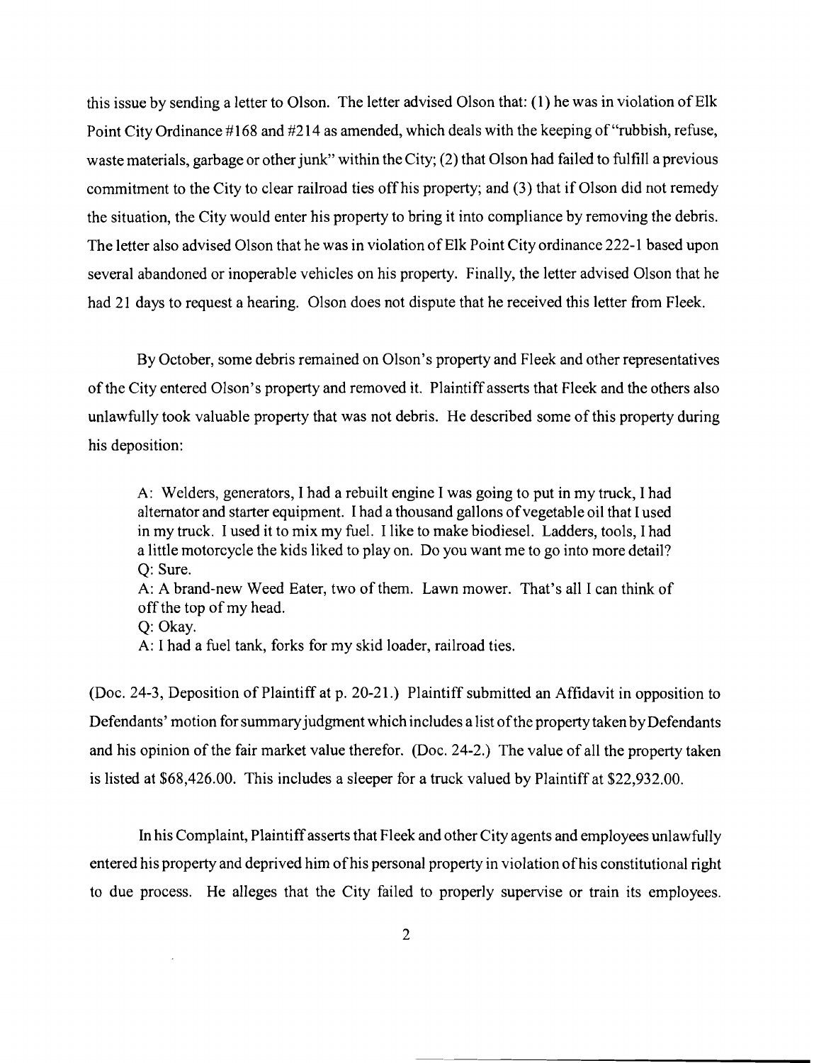this issue by sending a letter to Olson. The letter advised Olson that: (1) he was in violation of Elk Point City Ordinance #168 and #214 as amended, which deals with the keeping of "rubbish, refuse, waste materials, garbage or other junk" within the City; (2) that Olson had failed to fulfill a previous commitment to the City to clear railroad ties off his property; and (3) that if Olson did not remedy the situation, the City would enter his property to bring it into compliance by removing the debris. The letter also advised Olson that he was in violation of Elk Point City ordinance 222-1 based upon several abandoned or inoperable vehicles on his property. Finally, the letter advised Olson that he had 21 days to request a hearing. Olson does not dispute that he received this letter from Fleek.

By October, some debris remained on Olson's property and Fleek and other representatives of the City entered Olson's property and removed it. Plaintiff asserts that Fleek and the others also unlawfully took valuable property that was not debris. He described some of this property during his deposition:

> A: Welders, generators, I had a rebuilt engine I was going to put in my truck, I had alternator and starter equipment. I had a thousand gallons of vegetable oil that I used in my truck. I used it to mix my fuel. I like to make biodiesel. Ladders, tools, I had a little motorcycle the kids liked to play on. Do you want me to go into more detail?
> Q: Sure.
> A: A brand-new Weed Eater, two of them. Lawn mower. That's all I can think of off the top of my head.
> Q: Okay.
> A: I had a fuel tank, forks for my skid loader, railroad ties.

(Doc. 24-3, Deposition of Plaintiff at p. 20-21.) Plaintiff submitted an Affidavit in opposition to Defendants' motion for summary judgment which includes a list of the property taken by Defendants and his opinion of the fair market value therefor. (Doc. 24-2.) The value of all the property taken is listed at $68,426.00. This includes a sleeper for a truck valued by Plaintiff at $22,932.00.

In his Complaint, Plaintiff asserts that Fleek and other City agents and employees unlawfully entered his property and deprived him of his personal property in violation of his constitutional right to due process. He alleges that the City failed to properly supervise or train its employees.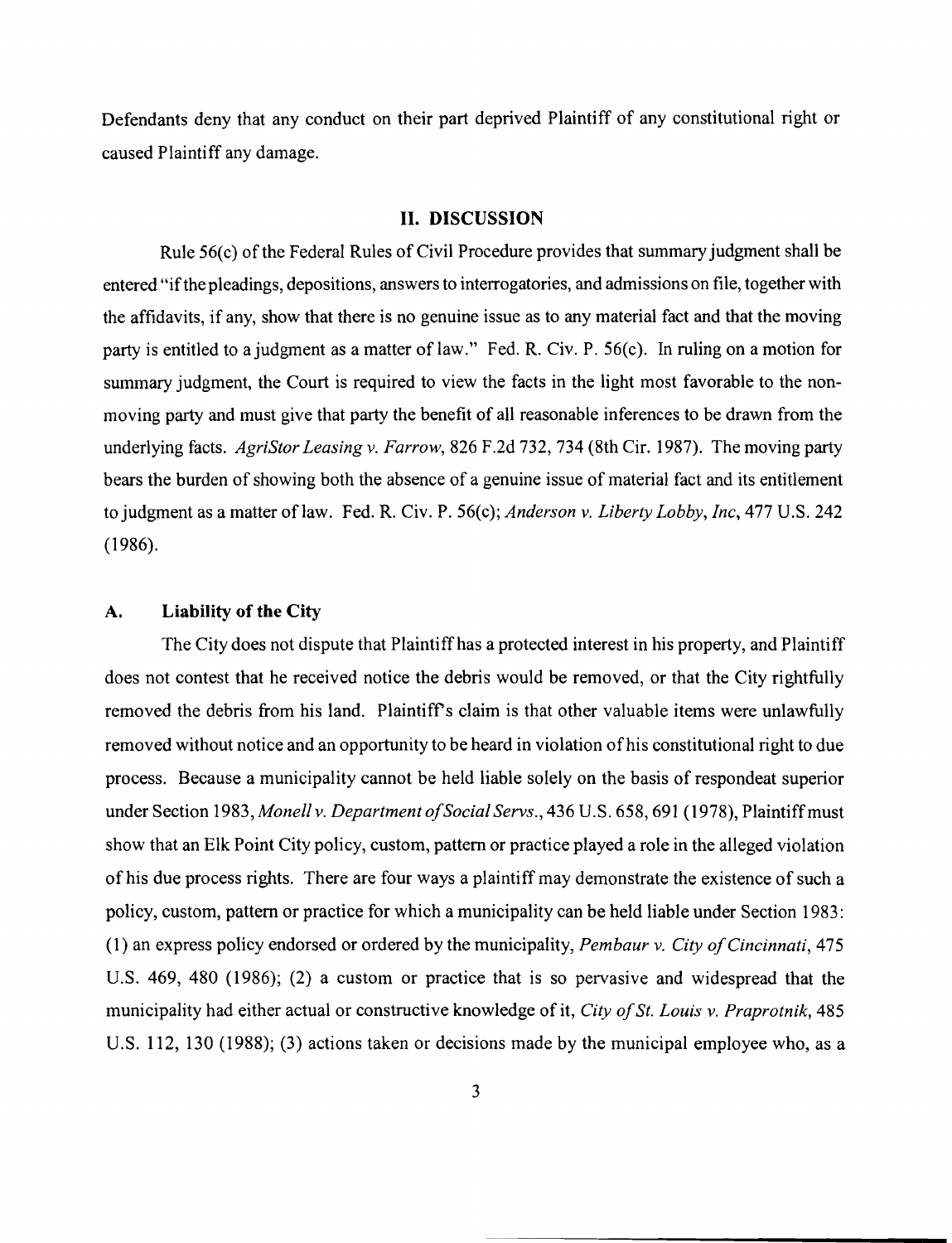Defendants deny that any conduct on their part deprived Plaintiff of any constitutional right or caused Plaintiff any damage.

## II. DISCUSSION

Rule 56(c) of the Federal Rules of Civil Procedure provides that summary judgment shall be entered "if the pleadings, depositions, answers to interrogatories, and admissions on file, together with the affidavits, if any, show that there is no genuine issue as to any material fact and that the moving party is entitled to a judgment as a matter of law." Fed. R. Civ. P. 56(c). In ruling on a motion for summary judgment, the Court is required to view the facts in the light most favorable to the non-moving party and must give that party the benefit of all reasonable inferences to be drawn from the underlying facts. *AgriStor Leasing v. Farrow*, 826 F.2d 732, 734 (8th Cir. 1987). The moving party bears the burden of showing both the absence of a genuine issue of material fact and its entitlement to judgment as a matter of law. Fed. R. Civ. P. 56(c); *Anderson v. Liberty Lobby, Inc*, 477 U.S. 242 (1986).

### A. Liability of the City

The City does not dispute that Plaintiff has a protected interest in his property, and Plaintiff does not contest that he received notice the debris would be removed, or that the City rightfully removed the debris from his land. Plaintiff's claim is that other valuable items were unlawfully removed without notice and an opportunity to be heard in violation of his constitutional right to due process. Because a municipality cannot be held liable solely on the basis of respondeat superior under Section 1983, *Monell v. Department of Social Servs.*, 436 U.S. 658, 691 (1978), Plaintiff must show that an Elk Point City policy, custom, pattern or practice played a role in the alleged violation of his due process rights. There are four ways a plaintiff may demonstrate the existence of such a policy, custom, pattern or practice for which a municipality can be held liable under Section 1983: (1) an express policy endorsed or ordered by the municipality, *Pembaur v. City of Cincinnati*, 475 U.S. 469, 480 (1986); (2) a custom or practice that is so pervasive and widespread that the municipality had either actual or constructive knowledge of it, *City of St. Louis v. Praprotnik*, 485 U.S. 112, 130 (1988); (3) actions taken or decisions made by the municipal employee who, as a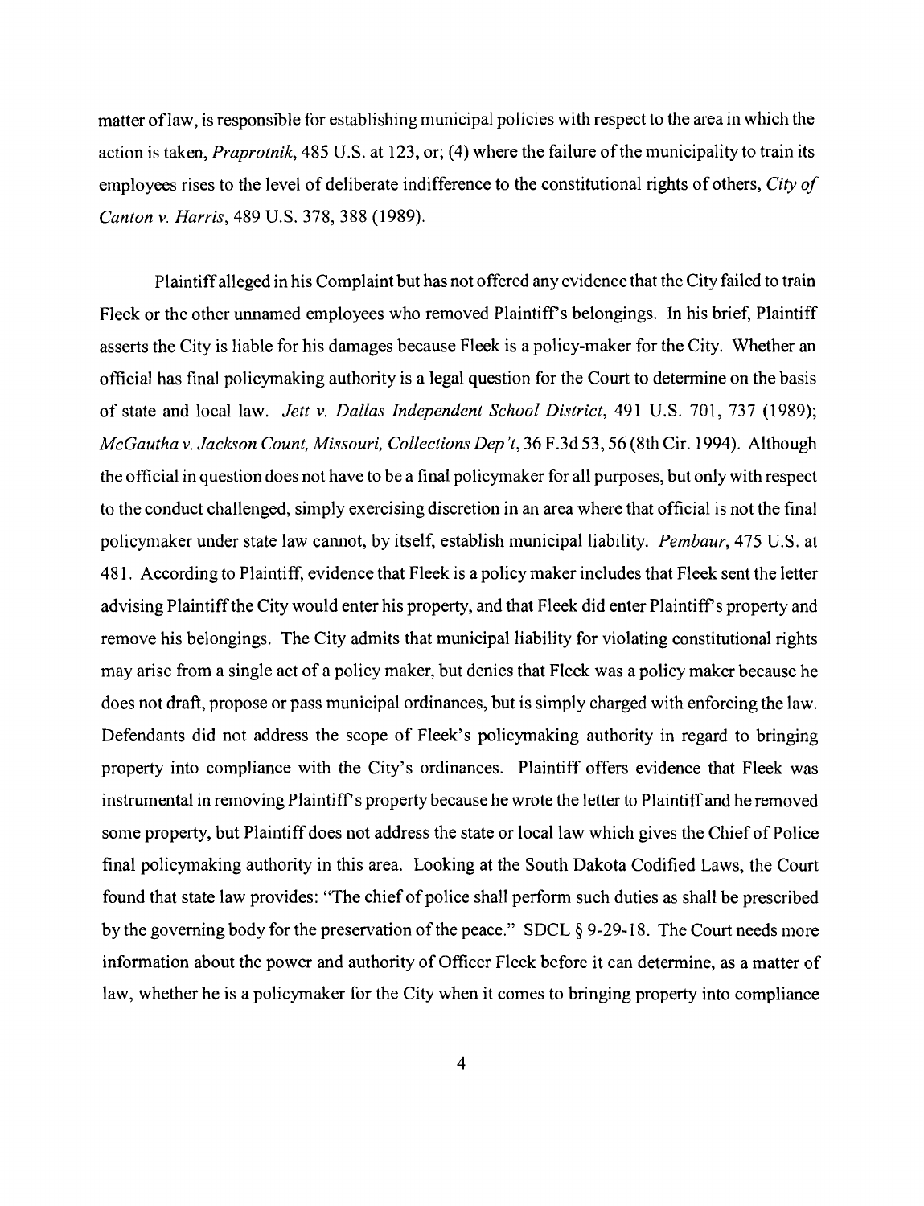matter of law, is responsible for establishing municipal policies with respect to the area in which the action is taken, *Praprotnik*, 485 U.S. at 123, or; (4) where the failure of the municipality to train its employees rises to the level of deliberate indifference to the constitutional rights of others, *City of Canton v. Harris*, 489 U.S. 378, 388 (1989).

Plaintiff alleged in his Complaint but has not offered any evidence that the City failed to train Fleek or the other unnamed employees who removed Plaintiff's belongings. In his brief, Plaintiff asserts the City is liable for his damages because Fleek is a policy-maker for the City. Whether an official has final policymaking authority is a legal question for the Court to determine on the basis of state and local law. *Jett v. Dallas Independent School District*, 491 U.S. 701, 737 (1989); *McGautha v. Jackson Count, Missouri, Collections Dep't*, 36 F.3d 53, 56 (8th Cir. 1994). Although the official in question does not have to be a final policymaker for all purposes, but only with respect to the conduct challenged, simply exercising discretion in an area where that official is not the final policymaker under state law cannot, by itself, establish municipal liability. *Pembaur*, 475 U.S. at 481. According to Plaintiff, evidence that Fleek is a policy maker includes that Fleek sent the letter advising Plaintiff the City would enter his property, and that Fleek did enter Plaintiff's property and remove his belongings. The City admits that municipal liability for violating constitutional rights may arise from a single act of a policy maker, but denies that Fleek was a policy maker because he does not draft, propose or pass municipal ordinances, but is simply charged with enforcing the law. Defendants did not address the scope of Fleek's policymaking authority in regard to bringing property into compliance with the City's ordinances. Plaintiff offers evidence that Fleek was instrumental in removing Plaintiff's property because he wrote the letter to Plaintiff and he removed some property, but Plaintiff does not address the state or local law which gives the Chief of Police final policymaking authority in this area. Looking at the South Dakota Codified Laws, the Court found that state law provides: "The chief of police shall perform such duties as shall be prescribed by the governing body for the preservation of the peace." SDCL § 9-29-18. The Court needs more information about the power and authority of Officer Fleek before it can determine, as a matter of law, whether he is a policymaker for the City when it comes to bringing property into compliance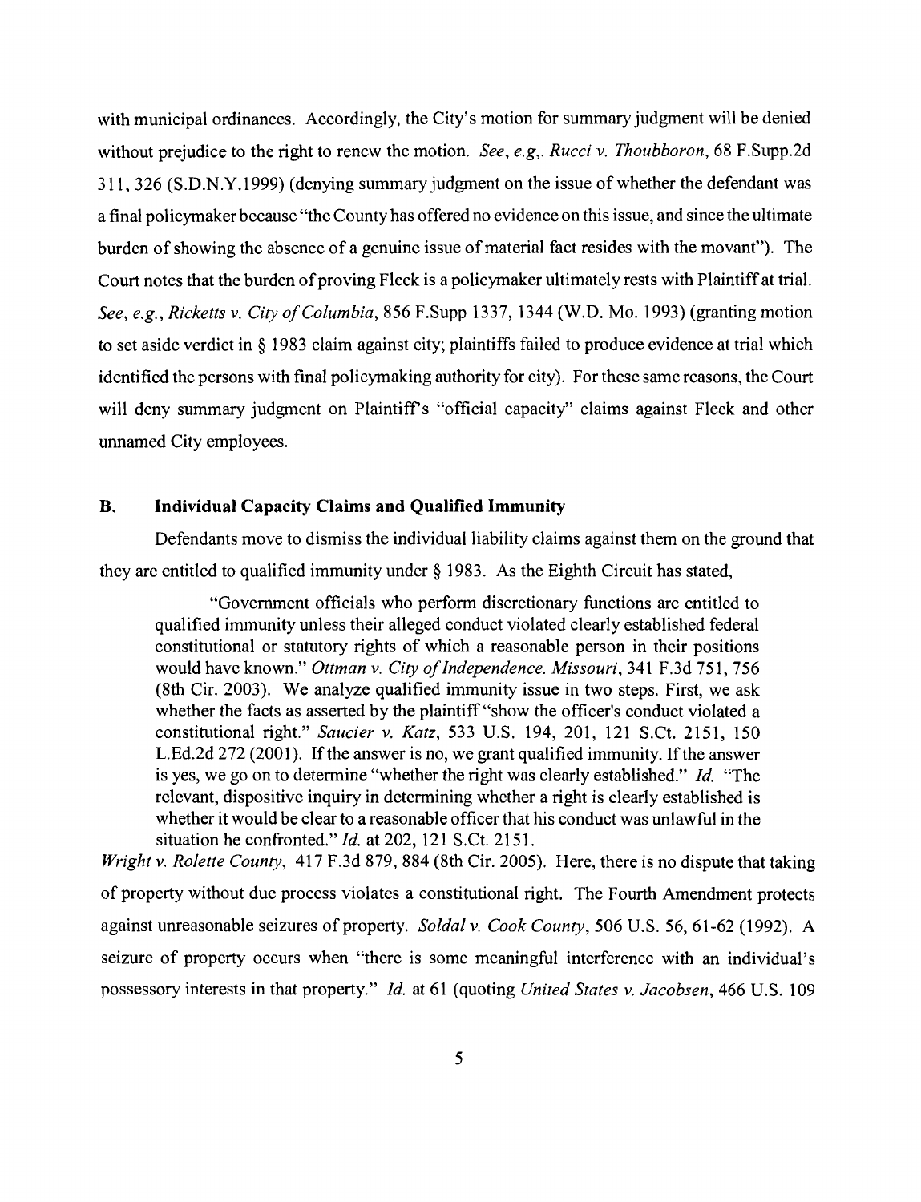with municipal ordinances. Accordingly, the City's motion for summary judgment will be denied without prejudice to the right to renew the motion. *See, e.g,. Rucci v. Thoubboron*, 68 F.Supp.2d 311, 326 (S.D.N.Y.1999) (denying summary judgment on the issue of whether the defendant was a final policymaker because "the County has offered no evidence on this issue, and since the ultimate burden of showing the absence of a genuine issue of material fact resides with the movant"). The Court notes that the burden of proving Fleek is a policymaker ultimately rests with Plaintiff at trial. *See, e.g., Ricketts v. City of Columbia*, 856 F.Supp 1337, 1344 (W.D. Mo. 1993) (granting motion to set aside verdict in § 1983 claim against city; plaintiffs failed to produce evidence at trial which identified the persons with final policymaking authority for city). For these same reasons, the Court will deny summary judgment on Plaintiff's "official capacity" claims against Fleek and other unnamed City employees.

## B. Individual Capacity Claims and Qualified Immunity

Defendants move to dismiss the individual liability claims against them on the ground that they are entitled to qualified immunity under § 1983. As the Eighth Circuit has stated,

> "Government officials who perform discretionary functions are entitled to qualified immunity unless their alleged conduct violated clearly established federal constitutional or statutory rights of which a reasonable person in their positions would have known." *Ottman v. City of Independence. Missouri*, 341 F.3d 751, 756 (8th Cir. 2003). We analyze qualified immunity issue in two steps. First, we ask whether the facts as asserted by the plaintiff "show the officer's conduct violated a constitutional right." *Saucier v. Katz*, 533 U.S. 194, 201, 121 S.Ct. 2151, 150 L.Ed.2d 272 (2001). If the answer is no, we grant qualified immunity. If the answer is yes, we go on to determine "whether the right was clearly established." *Id.* "The relevant, dispositive inquiry in determining whether a right is clearly established is whether it would be clear to a reasonable officer that his conduct was unlawful in the situation he confronted." *Id.* at 202, 121 S.Ct. 2151.

*Wright v. Rolette County*, 417 F.3d 879, 884 (8th Cir. 2005). Here, there is no dispute that taking of property without due process violates a constitutional right. The Fourth Amendment protects against unreasonable seizures of property. *Soldal v. Cook County*, 506 U.S. 56, 61-62 (1992). A seizure of property occurs when "there is some meaningful interference with an individual's possessory interests in that property." *Id.* at 61 (quoting *United States v. Jacobsen*, 466 U.S. 109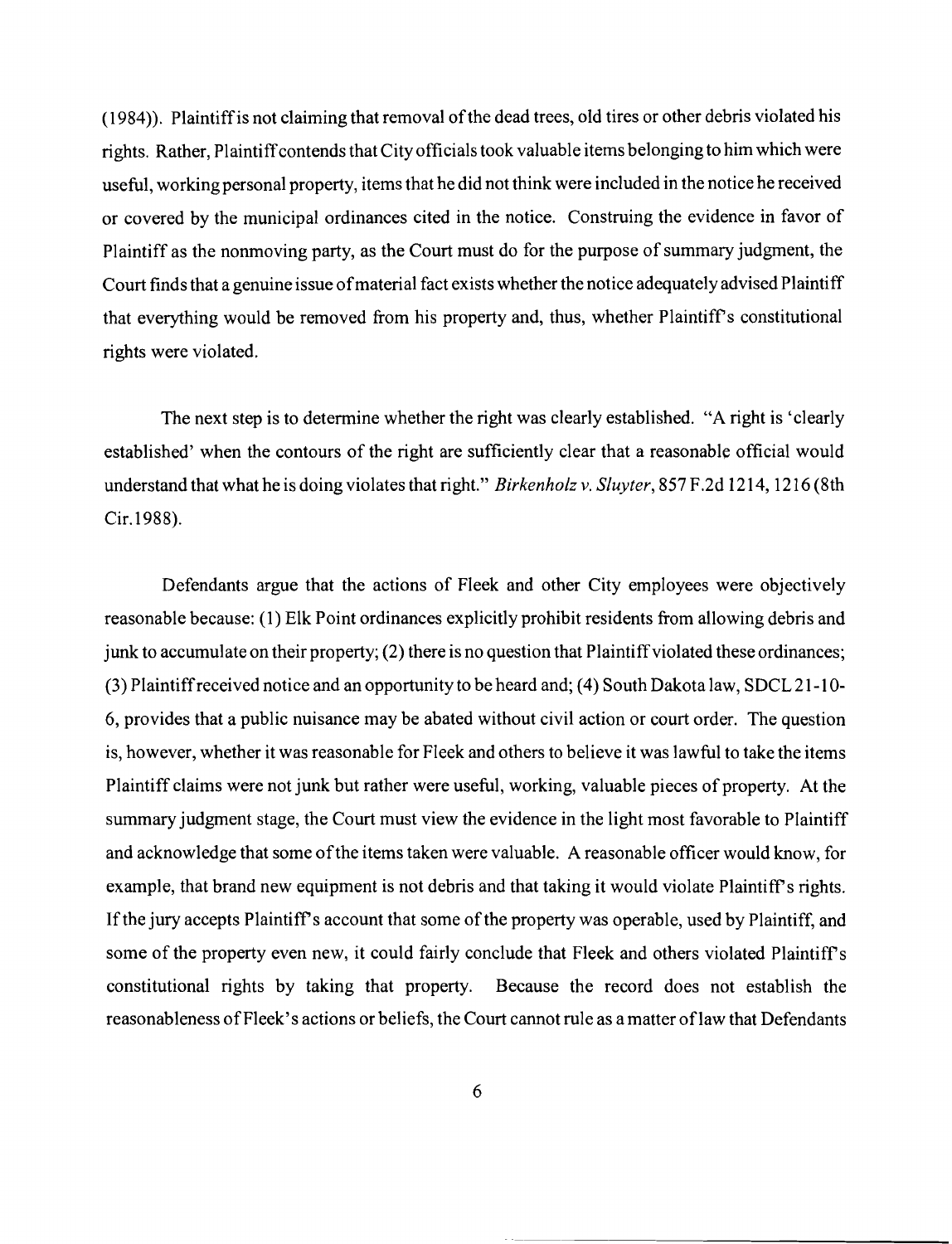(1984)). Plaintiff is not claiming that removal of the dead trees, old tires or other debris violated his rights. Rather, Plaintiff contends that City officials took valuable items belonging to him which were useful, working personal property, items that he did not think were included in the notice he received or covered by the municipal ordinances cited in the notice. Construing the evidence in favor of Plaintiff as the nonmoving party, as the Court must do for the purpose of summary judgment, the Court finds that a genuine issue of material fact exists whether the notice adequately advised Plaintiff that everything would be removed from his property and, thus, whether Plaintiff's constitutional rights were violated.

The next step is to determine whether the right was clearly established. "A right is 'clearly established' when the contours of the right are sufficiently clear that a reasonable official would understand that what he is doing violates that right." *Birkenholz v. Sluyter*, 857 F.2d 1214, 1216 (8th Cir.1988).

Defendants argue that the actions of Fleek and other City employees were objectively reasonable because: (1) Elk Point ordinances explicitly prohibit residents from allowing debris and junk to accumulate on their property; (2) there is no question that Plaintiff violated these ordinances; (3) Plaintiff received notice and an opportunity to be heard and; (4) South Dakota law, SDCL 21-10-6, provides that a public nuisance may be abated without civil action or court order. The question is, however, whether it was reasonable for Fleek and others to believe it was lawful to take the items Plaintiff claims were not junk but rather were useful, working, valuable pieces of property. At the summary judgment stage, the Court must view the evidence in the light most favorable to Plaintiff and acknowledge that some of the items taken were valuable. A reasonable officer would know, for example, that brand new equipment is not debris and that taking it would violate Plaintiff's rights. If the jury accepts Plaintiff's account that some of the property was operable, used by Plaintiff, and some of the property even new, it could fairly conclude that Fleek and others violated Plaintiff's constitutional rights by taking that property. Because the record does not establish the reasonableness of Fleek's actions or beliefs, the Court cannot rule as a matter of law that Defendants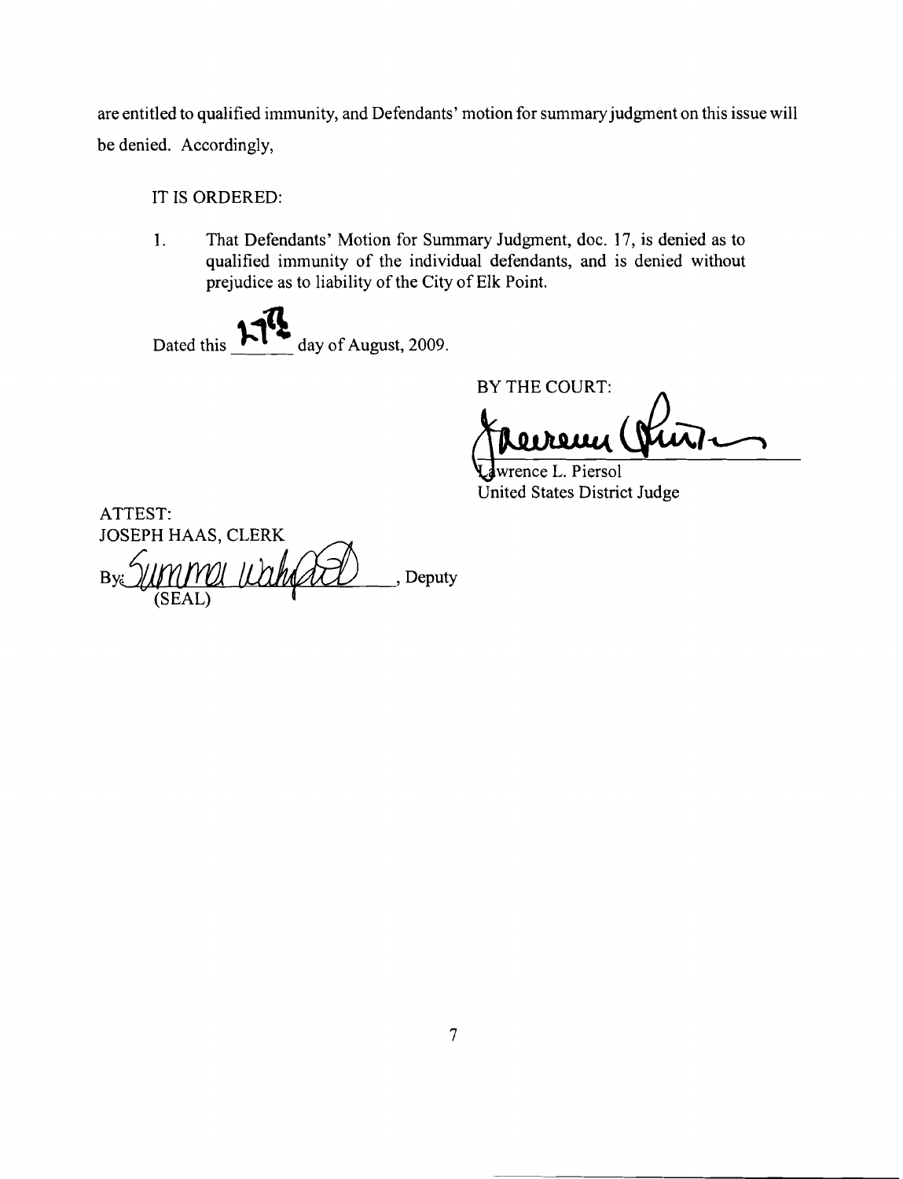are entitled to qualified immunity, and Defendants' motion for summary judgment on this issue will be denied. Accordingly,

IT IS ORDERED:

1. That Defendants' Motion for Summary Judgment, doc. 17, is denied as to qualified immunity of the individual defendants, and is denied without prejudice as to liability of the City of Elk Point.

Dated this 17th day of August, 2009.

BY THE COURT:

Lawrence L. Piersol
United States District Judge

ATTEST:
JOSEPH HAAS, CLERK

By: ________________, Deputy
(SEAL)